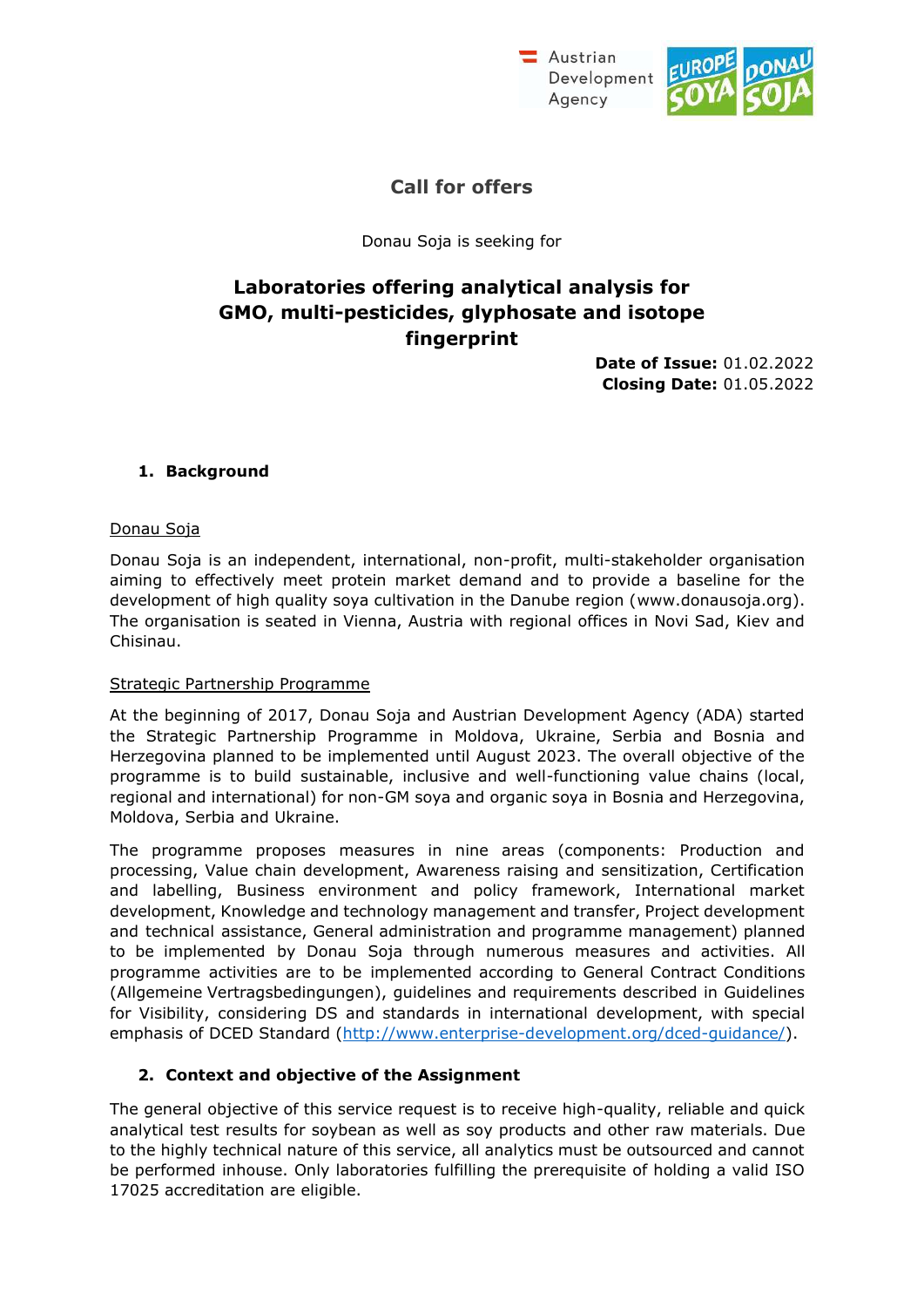# Call for offers

Donau Soja is seeking for

## Laboratories offering analytical analysis for GMO, multi-pesticides, glyphosate and isotope fingerprint

**Date of Issue:** 01.02.2022
**Closing Date:** 01.05.2022

### 1. Background

Donau Soja

Donau Soja is an independent, international, non-profit, multi-stakeholder organisation aiming to effectively meet protein market demand and to provide a baseline for the development of high quality soya cultivation in the Danube region (www.donausoja.org). The organisation is seated in Vienna, Austria with regional offices in Novi Sad, Kiev and Chisinau.

Strategic Partnership Programme

At the beginning of 2017, Donau Soja and Austrian Development Agency (ADA) started the Strategic Partnership Programme in Moldova, Ukraine, Serbia and Bosnia and Herzegovina planned to be implemented until August 2023. The overall objective of the programme is to build sustainable, inclusive and well-functioning value chains (local, regional and international) for non-GM soya and organic soya in Bosnia and Herzegovina, Moldova, Serbia and Ukraine.

The programme proposes measures in nine areas (components: Production and processing, Value chain development, Awareness raising and sensitization, Certification and labelling, Business environment and policy framework, International market development, Knowledge and technology management and transfer, Project development and technical assistance, General administration and programme management) planned to be implemented by Donau Soja through numerous measures and activities. All programme activities are to be implemented according to General Contract Conditions (Allgemeine Vertragsbedingungen), guidelines and requirements described in Guidelines for Visibility, considering DS and standards in international development, with special emphasis of DCED Standard (http://www.enterprise-development.org/dced-guidance/).

### 2. Context and objective of the Assignment

The general objective of this service request is to receive high-quality, reliable and quick analytical test results for soybean as well as soy products and other raw materials. Due to the highly technical nature of this service, all analytics must be outsourced and cannot be performed inhouse. Only laboratories fulfilling the prerequisite of holding a valid ISO 17025 accreditation are eligible.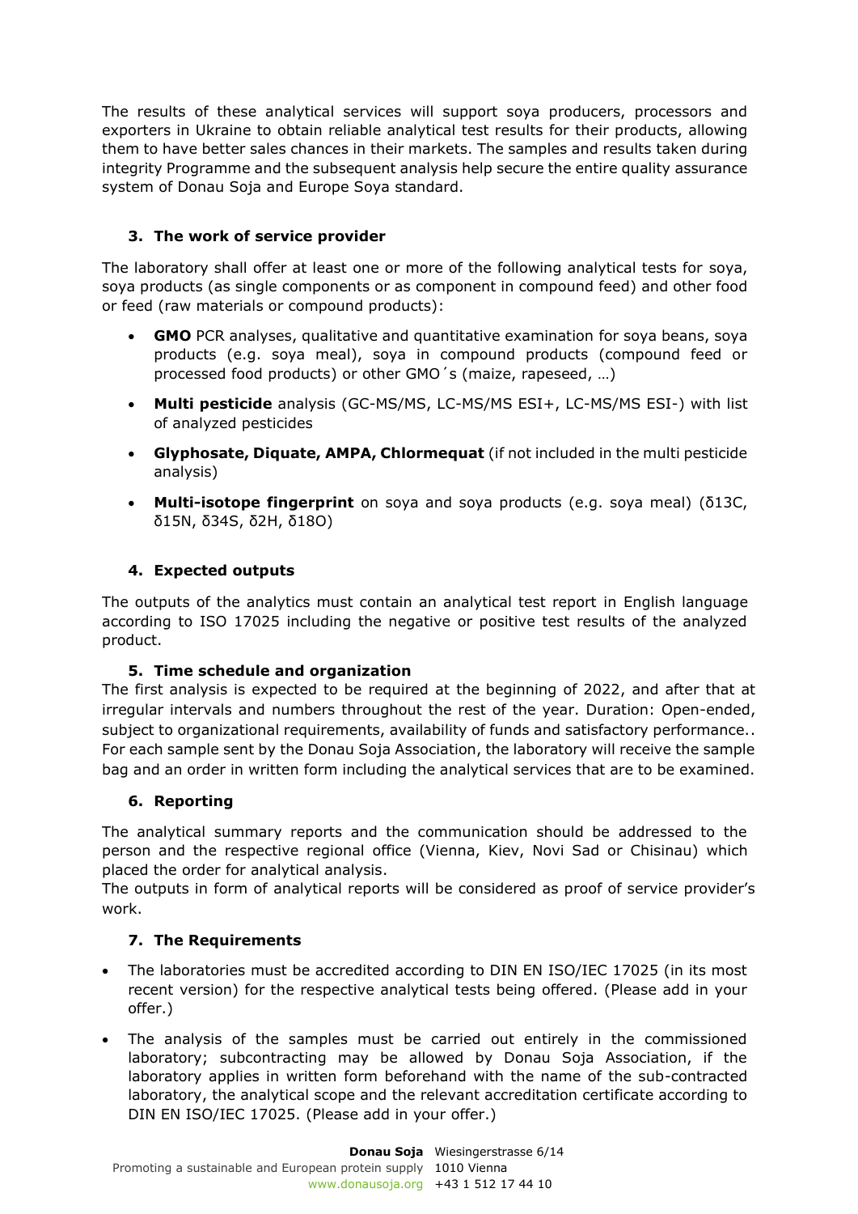The results of these analytical services will support soya producers, processors and exporters in Ukraine to obtain reliable analytical test results for their products, allowing them to have better sales chances in their markets. The samples and results taken during integrity Programme and the subsequent analysis help secure the entire quality assurance system of Donau Soja and Europe Soya standard.

### 3. The work of service provider

The laboratory shall offer at least one or more of the following analytical tests for soya, soya products (as single components or as component in compound feed) and other food or feed (raw materials or compound products):

- **GMO** PCR analyses, qualitative and quantitative examination for soya beans, soya products (e.g. soya meal), soya in compound products (compound feed or processed food products) or other GMO´s (maize, rapeseed, …)
- **Multi pesticide** analysis (GC-MS/MS, LC-MS/MS ESI+, LC-MS/MS ESI-) with list of analyzed pesticides
- **Glyphosate, Diquate, AMPA, Chlormequat** (if not included in the multi pesticide analysis)
- **Multi-isotope fingerprint** on soya and soya products (e.g. soya meal) ($\delta^{13}C$, $\delta^{15}N$, $\delta^{34}S$, $\delta^{2}H$, $\delta^{18}O$)

### 4. Expected outputs

The outputs of the analytics must contain an analytical test report in English language according to ISO 17025 including the negative or positive test results of the analyzed product.

### 5. Time schedule and organization

The first analysis is expected to be required at the beginning of 2022, and after that at irregular intervals and numbers throughout the rest of the year. Duration: Open-ended, subject to organizational requirements, availability of funds and satisfactory performance.. For each sample sent by the Donau Soja Association, the laboratory will receive the sample bag and an order in written form including the analytical services that are to be examined.

### 6. Reporting

The analytical summary reports and the communication should be addressed to the person and the respective regional office (Vienna, Kiev, Novi Sad or Chisinau) which placed the order for analytical analysis.

The outputs in form of analytical reports will be considered as proof of service provider's work.

### 7. The Requirements

- The laboratories must be accredited according to DIN EN ISO/IEC 17025 (in its most recent version) for the respective analytical tests being offered. (Please add in your offer.)
- The analysis of the samples must be carried out entirely in the commissioned laboratory; subcontracting may be allowed by Donau Soja Association, if the laboratory applies in written form beforehand with the name of the sub-contracted laboratory, the analytical scope and the relevant accreditation certificate according to DIN EN ISO/IEC 17025. (Please add in your offer.)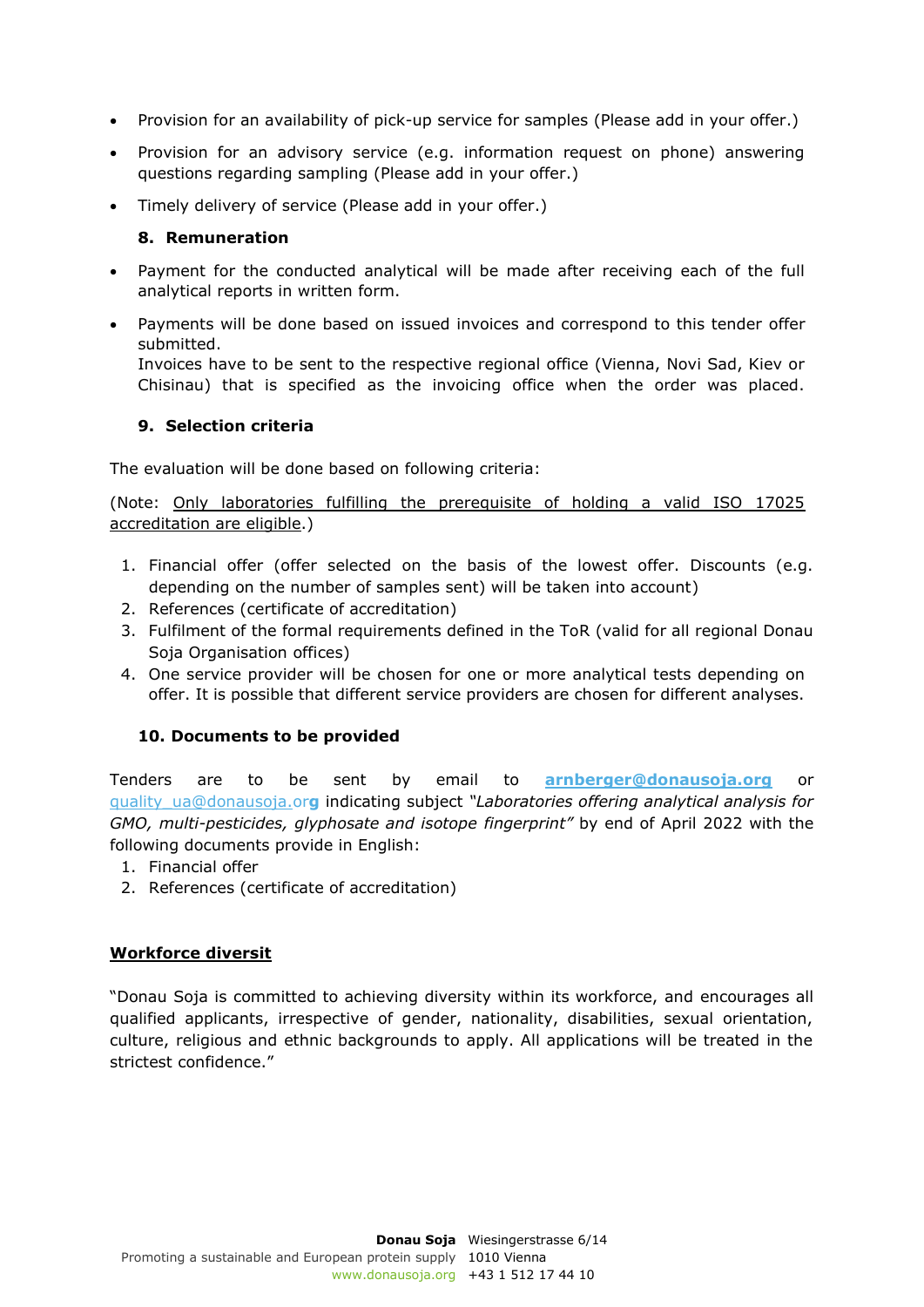- Provision for an availability of pick-up service for samples (Please add in your offer.)
- Provision for an advisory service (e.g. information request on phone) answering questions regarding sampling (Please add in your offer.)
- Timely delivery of service (Please add in your offer.)

### 8. Remuneration

- Payment for the conducted analytical will be made after receiving each of the full analytical reports in written form.
- Payments will be done based on issued invoices and correspond to this tender offer submitted.
  Invoices have to be sent to the respective regional office (Vienna, Novi Sad, Kiev or Chisinau) that is specified as the invoicing office when the order was placed.

### 9. Selection criteria

The evaluation will be done based on following criteria:

(Note: Only laboratories fulfilling the prerequisite of holding a valid ISO 17025 accreditation are eligible.)

1. Financial offer (offer selected on the basis of the lowest offer. Discounts (e.g. depending on the number of samples sent) will be taken into account)
2. References (certificate of accreditation)
3. Fulfilment of the formal requirements defined in the ToR (valid for all regional Donau Soja Organisation offices)
4. One service provider will be chosen for one or more analytical tests depending on offer. It is possible that different service providers are chosen for different analyses.

### 10. Documents to be provided

Tenders are to be sent by email to **arnberger@donausoja.org** or quality_ua@donausoja.org indicating subject *"Laboratories offering analytical analysis for GMO, multi-pesticides, glyphosate and isotope fingerprint"* by end of April 2022 with the following documents provide in English:

1. Financial offer
2. References (certificate of accreditation)

**Workforce diversit**

"Donau Soja is committed to achieving diversity within its workforce, and encourages all qualified applicants, irrespective of gender, nationality, disabilities, sexual orientation, culture, religious and ethnic backgrounds to apply. All applications will be treated in the strictest confidence."